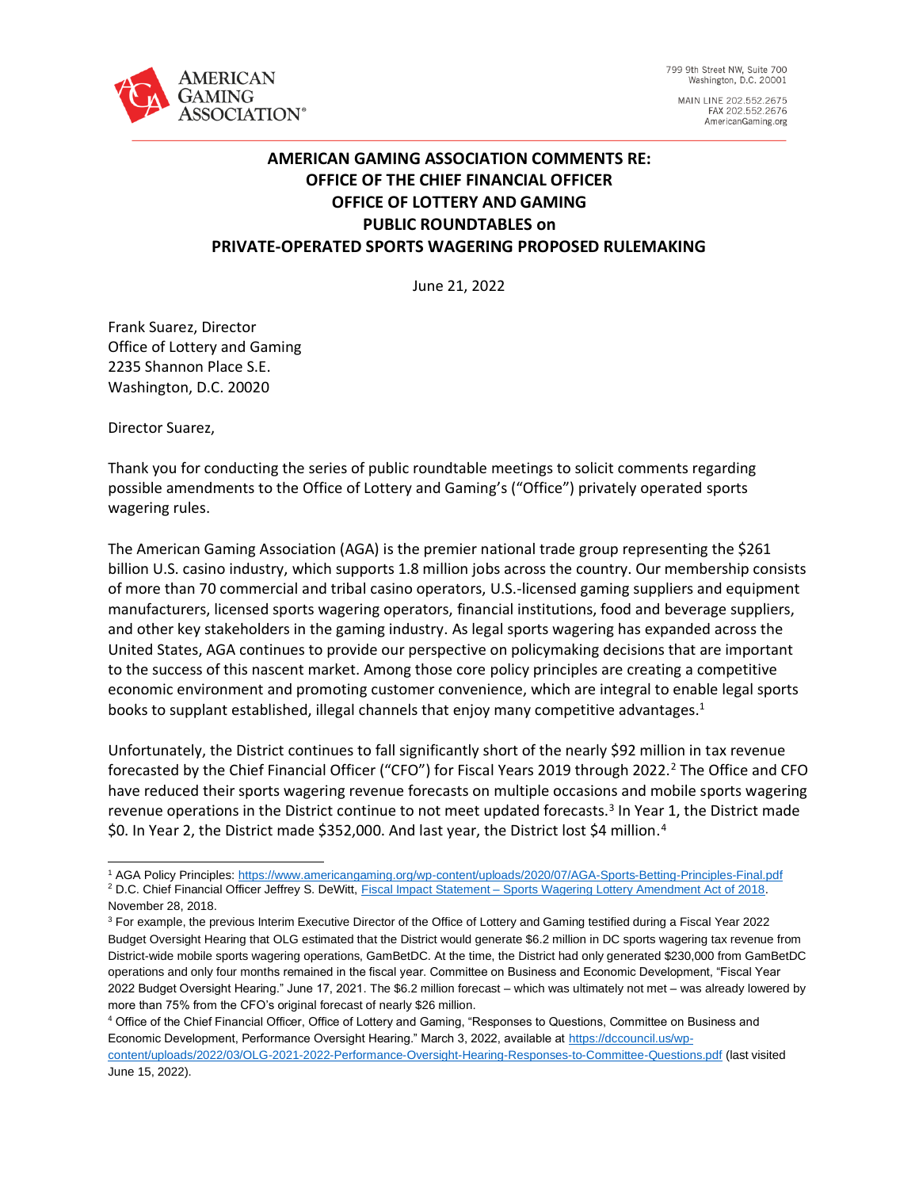AMERICAN GAMING ASSOCIATION®

799 9th Street NW, Suite 700
Washington, D.C. 20001

MAIN LINE 202.552.2675
FAX 202.552.2676
AmericanGaming.org

**AMERICAN GAMING ASSOCIATION COMMENTS RE:**
**OFFICE OF THE CHIEF FINANCIAL OFFICER**
**OFFICE OF LOTTERY AND GAMING**
**PUBLIC ROUNDTABLES on**
**PRIVATE-OPERATED SPORTS WAGERING PROPOSED RULEMAKING**

June 21, 2022

Frank Suarez, Director
Office of Lottery and Gaming
2235 Shannon Place S.E.
Washington, D.C. 20020

Director Suarez,

Thank you for conducting the series of public roundtable meetings to solicit comments regarding possible amendments to the Office of Lottery and Gaming's ("Office") privately operated sports wagering rules.

The American Gaming Association (AGA) is the premier national trade group representing the $261 billion U.S. casino industry, which supports 1.8 million jobs across the country. Our membership consists of more than 70 commercial and tribal casino operators, U.S.-licensed gaming suppliers and equipment manufacturers, licensed sports wagering operators, financial institutions, food and beverage suppliers, and other key stakeholders in the gaming industry. As legal sports wagering has expanded across the United States, AGA continues to provide our perspective on policymaking decisions that are important to the success of this nascent market. Among those core policy principles are creating a competitive economic environment and promoting customer convenience, which are integral to enable legal sports books to supplant established, illegal channels that enjoy many competitive advantages.[1]

Unfortunately, the District continues to fall significantly short of the nearly $92 million in tax revenue forecasted by the Chief Financial Officer ("CFO") for Fiscal Years 2019 through 2022.[2] The Office and CFO have reduced their sports wagering revenue forecasts on multiple occasions and mobile sports wagering revenue operations in the District continue to not meet updated forecasts.[3] In Year 1, the District made $0. In Year 2, the District made $352,000. And last year, the District lost $4 million.[4]

---

[1] AGA Policy Principles: https://www.americangaming.org/wp-content/uploads/2020/07/AGA-Sports-Betting-Principles-Final.pdf

[2] D.C. Chief Financial Officer Jeffrey S. DeWitt, Fiscal Impact Statement – Sports Wagering Lottery Amendment Act of 2018. November 28, 2018.

[3] For example, the previous Interim Executive Director of the Office of Lottery and Gaming testified during a Fiscal Year 2022 Budget Oversight Hearing that OLG estimated that the District would generate $6.2 million in DC sports wagering tax revenue from District-wide mobile sports wagering operations, GamBetDC. At the time, the District had only generated $230,000 from GamBetDC operations and only four months remained in the fiscal year. Committee on Business and Economic Development, "Fiscal Year 2022 Budget Oversight Hearing." June 17, 2021. The $6.2 million forecast – which was ultimately not met – was already lowered by more than 75% from the CFO's original forecast of nearly $26 million.

[4] Office of the Chief Financial Officer, Office of Lottery and Gaming, "Responses to Questions, Committee on Business and Economic Development, Performance Oversight Hearing." March 3, 2022, available at https://dccouncil.us/wp-content/uploads/2022/03/OLG-2021-2022-Performance-Oversight-Hearing-Responses-to-Committee-Questions.pdf (last visited June 15, 2022).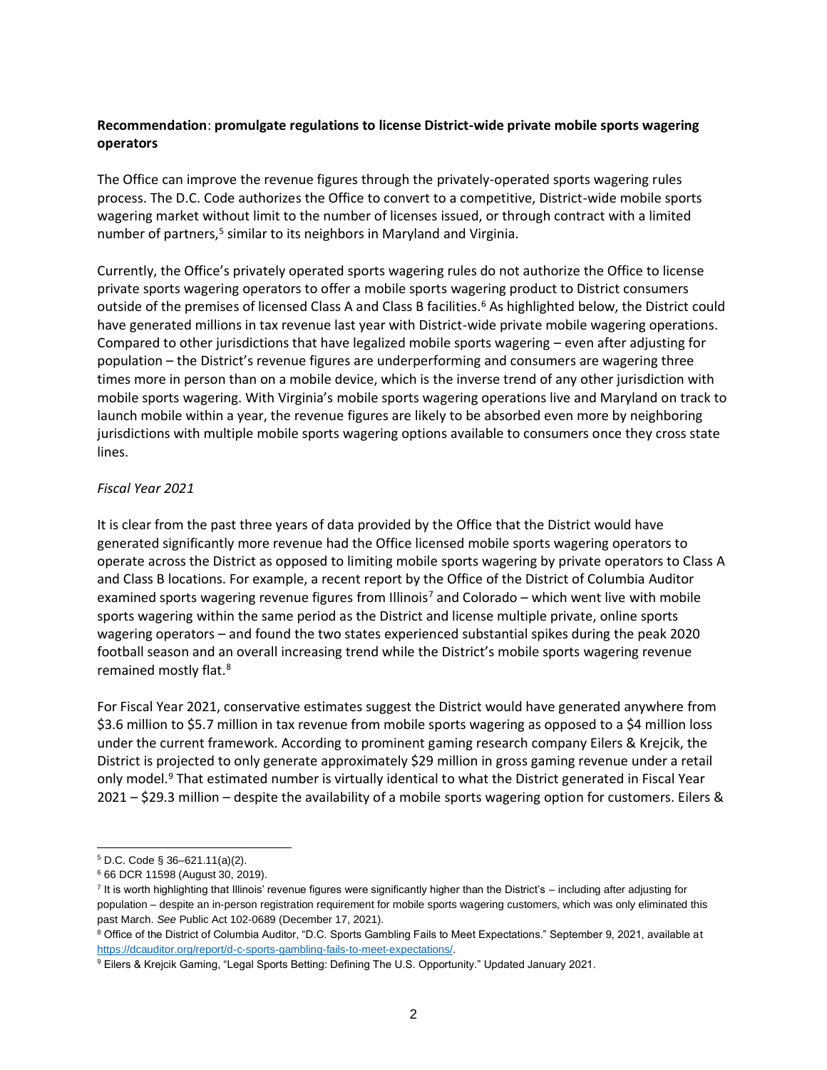**Recommendation**: **promulgate regulations to license District-wide private mobile sports wagering operators**

The Office can improve the revenue figures through the privately-operated sports wagering rules process. The D.C. Code authorizes the Office to convert to a competitive, District-wide mobile sports wagering market without limit to the number of licenses issued, or through contract with a limited number of partners,[5] similar to its neighbors in Maryland and Virginia.

Currently, the Office's privately operated sports wagering rules do not authorize the Office to license private sports wagering operators to offer a mobile sports wagering product to District consumers outside of the premises of licensed Class A and Class B facilities.[6] As highlighted below, the District could have generated millions in tax revenue last year with District-wide private mobile wagering operations. Compared to other jurisdictions that have legalized mobile sports wagering – even after adjusting for population – the District's revenue figures are underperforming and consumers are wagering three times more in person than on a mobile device, which is the inverse trend of any other jurisdiction with mobile sports wagering. With Virginia's mobile sports wagering operations live and Maryland on track to launch mobile within a year, the revenue figures are likely to be absorbed even more by neighboring jurisdictions with multiple mobile sports wagering options available to consumers once they cross state lines.

*Fiscal Year 2021*

It is clear from the past three years of data provided by the Office that the District would have generated significantly more revenue had the Office licensed mobile sports wagering operators to operate across the District as opposed to limiting mobile sports wagering by private operators to Class A and Class B locations. For example, a recent report by the Office of the District of Columbia Auditor examined sports wagering revenue figures from Illinois[7] and Colorado – which went live with mobile sports wagering within the same period as the District and license multiple private, online sports wagering operators – and found the two states experienced substantial spikes during the peak 2020 football season and an overall increasing trend while the District's mobile sports wagering revenue remained mostly flat.[8]

For Fiscal Year 2021, conservative estimates suggest the District would have generated anywhere from \$3.6 million to \$5.7 million in tax revenue from mobile sports wagering as opposed to a \$4 million loss under the current framework. According to prominent gaming research company Eilers & Krejcik, the District is projected to only generate approximately \$29 million in gross gaming revenue under a retail only model.[9] That estimated number is virtually identical to what the District generated in Fiscal Year 2021 – \$29.3 million – despite the availability of a mobile sports wagering option for customers. Eilers &

---

[5] D.C. Code § 36–621.11(a)(2).

[6] 66 DCR 11598 (August 30, 2019).

[7] It is worth highlighting that Illinois' revenue figures were significantly higher than the District's – including after adjusting for population – despite an in-person registration requirement for mobile sports wagering customers, which was only eliminated this past March. *See* Public Act 102-0689 (December 17, 2021).

[8] Office of the District of Columbia Auditor, "D.C. Sports Gambling Fails to Meet Expectations." September 9, 2021, available at https://dcauditor.org/report/d-c-sports-gambling-fails-to-meet-expectations/.

[9] Eilers & Krejcik Gaming, "Legal Sports Betting: Defining The U.S. Opportunity." Updated January 2021.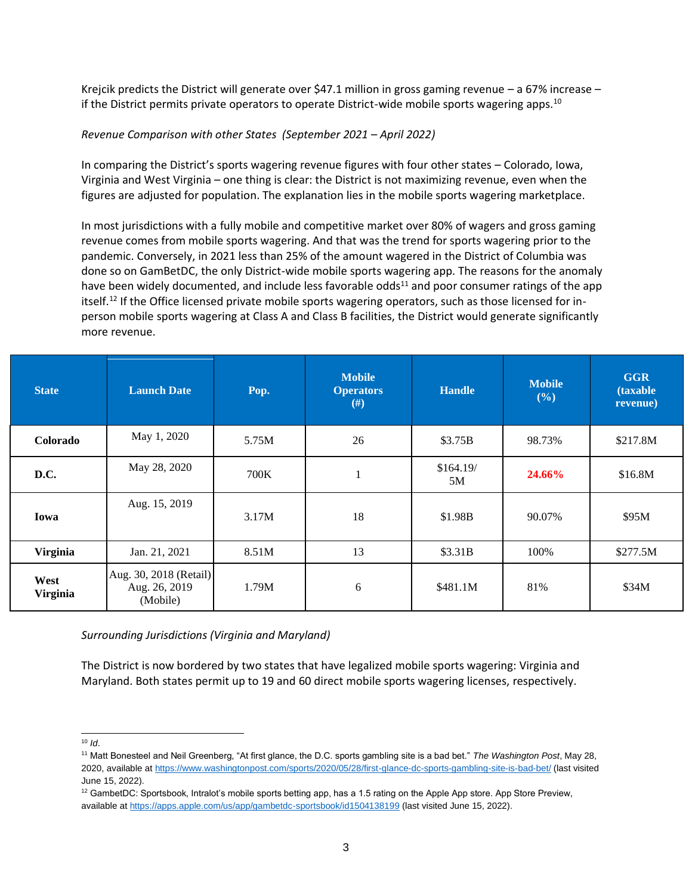Krejcik predicts the District will generate over $47.1 million in gross gaming revenue – a 67% increase – if the District permits private operators to operate District-wide mobile sports wagering apps.[10]

*Revenue Comparison with other States (September 2021 – April 2022)*

In comparing the District's sports wagering revenue figures with four other states – Colorado, Iowa, Virginia and West Virginia – one thing is clear: the District is not maximizing revenue, even when the figures are adjusted for population. The explanation lies in the mobile sports wagering marketplace.

In most jurisdictions with a fully mobile and competitive market over 80% of wagers and gross gaming revenue comes from mobile sports wagering. And that was the trend for sports wagering prior to the pandemic. Conversely, in 2021 less than 25% of the amount wagered in the District of Columbia was done so on GamBetDC, the only District-wide mobile sports wagering app. The reasons for the anomaly have been widely documented, and include less favorable odds[11] and poor consumer ratings of the app itself.[12] If the Office licensed private mobile sports wagering operators, such as those licensed for in-person mobile sports wagering at Class A and Class B facilities, the District would generate significantly more revenue.

| State | Launch Date | Pop. | Mobile Operators (#) | Handle | Mobile (%) | GGR (taxable revenue) |
|---|---|---|---|---|---|---|
| **Colorado** | May 1, 2020 | 5.75M | 26 | $3.75B | 98.73% | $217.8M |
| **D.C.** | May 28, 2020 | 700K | 1 | $164.19/ 5M | **24.66%** | $16.8M |
| **Iowa** | Aug. 15, 2019 | 3.17M | 18 | $1.98B | 90.07% | $95M |
| **Virginia** | Jan. 21, 2021 | 8.51M | 13 | $3.31B | 100% | $277.5M |
| **West Virginia** | Aug. 30, 2018 (Retail) Aug. 26, 2019 (Mobile) | 1.79M | 6 | $481.1M | 81% | $34M |

*Surrounding Jurisdictions (Virginia and Maryland)*

The District is now bordered by two states that have legalized mobile sports wagering: Virginia and Maryland. Both states permit up to 19 and 60 direct mobile sports wagering licenses, respectively.

---

[10] *Id*.

[11] Matt Bonesteel and Neil Greenberg, "At first glance, the D.C. sports gambling site is a bad bet." *The Washington Post*, May 28, 2020, available at https://www.washingtonpost.com/sports/2020/05/28/first-glance-dc-sports-gambling-site-is-bad-bet/ (last visited June 15, 2022).

[12] GambetDC: Sportsbook, Intralot's mobile sports betting app, has a 1.5 rating on the Apple App store. App Store Preview, available at https://apps.apple.com/us/app/gambetdc-sportsbook/id1504138199 (last visited June 15, 2022).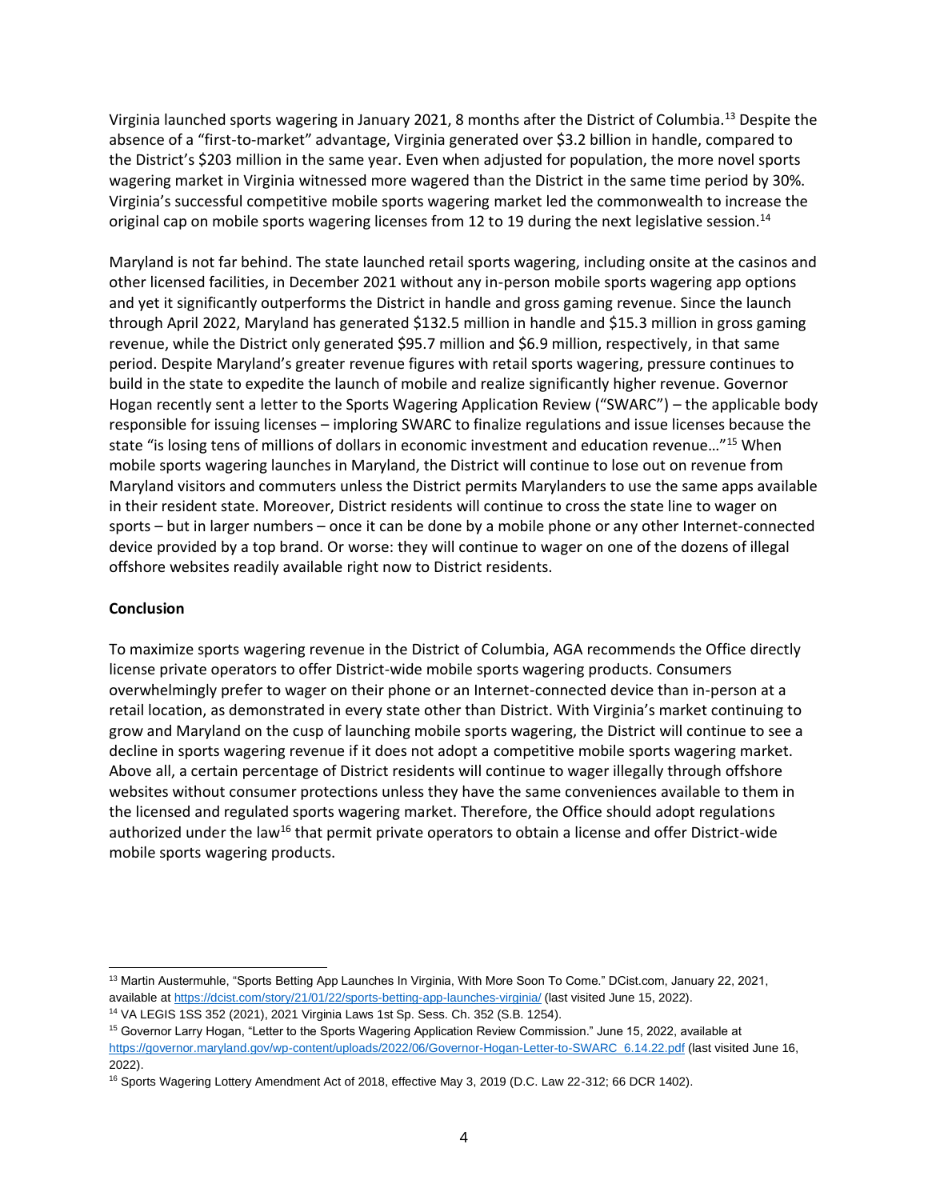Virginia launched sports wagering in January 2021, 8 months after the District of Columbia.[13] Despite the absence of a "first-to-market" advantage, Virginia generated over $3.2 billion in handle, compared to the District's $203 million in the same year. Even when adjusted for population, the more novel sports wagering market in Virginia witnessed more wagered than the District in the same time period by 30%. Virginia's successful competitive mobile sports wagering market led the commonwealth to increase the original cap on mobile sports wagering licenses from 12 to 19 during the next legislative session.[14]

Maryland is not far behind. The state launched retail sports wagering, including onsite at the casinos and other licensed facilities, in December 2021 without any in-person mobile sports wagering app options and yet it significantly outperforms the District in handle and gross gaming revenue. Since the launch through April 2022, Maryland has generated $132.5 million in handle and $15.3 million in gross gaming revenue, while the District only generated $95.7 million and $6.9 million, respectively, in that same period. Despite Maryland's greater revenue figures with retail sports wagering, pressure continues to build in the state to expedite the launch of mobile and realize significantly higher revenue. Governor Hogan recently sent a letter to the Sports Wagering Application Review ("SWARC") – the applicable body responsible for issuing licenses – imploring SWARC to finalize regulations and issue licenses because the state "is losing tens of millions of dollars in economic investment and education revenue…"[15] When mobile sports wagering launches in Maryland, the District will continue to lose out on revenue from Maryland visitors and commuters unless the District permits Marylanders to use the same apps available in their resident state. Moreover, District residents will continue to cross the state line to wager on sports – but in larger numbers – once it can be done by a mobile phone or any other Internet-connected device provided by a top brand. Or worse: they will continue to wager on one of the dozens of illegal offshore websites readily available right now to District residents.

**Conclusion**

To maximize sports wagering revenue in the District of Columbia, AGA recommends the Office directly license private operators to offer District-wide mobile sports wagering products. Consumers overwhelmingly prefer to wager on their phone or an Internet-connected device than in-person at a retail location, as demonstrated in every state other than District. With Virginia's market continuing to grow and Maryland on the cusp of launching mobile sports wagering, the District will continue to see a decline in sports wagering revenue if it does not adopt a competitive mobile sports wagering market. Above all, a certain percentage of District residents will continue to wager illegally through offshore websites without consumer protections unless they have the same conveniences available to them in the licensed and regulated sports wagering market. Therefore, the Office should adopt regulations authorized under the law[16] that permit private operators to obtain a license and offer District-wide mobile sports wagering products.

---

[13] Martin Austermuhle, "Sports Betting App Launches In Virginia, With More Soon To Come." DCist.com, January 22, 2021, available at https://dcist.com/story/21/01/22/sports-betting-app-launches-virginia/ (last visited June 15, 2022).

[14] VA LEGIS 1SS 352 (2021), 2021 Virginia Laws 1st Sp. Sess. Ch. 352 (S.B. 1254).

[15] Governor Larry Hogan, "Letter to the Sports Wagering Application Review Commission." June 15, 2022, available at https://governor.maryland.gov/wp-content/uploads/2022/06/Governor-Hogan-Letter-to-SWARC_6.14.22.pdf (last visited June 16, 2022).

[16] Sports Wagering Lottery Amendment Act of 2018, effective May 3, 2019 (D.C. Law 22-312; 66 DCR 1402).